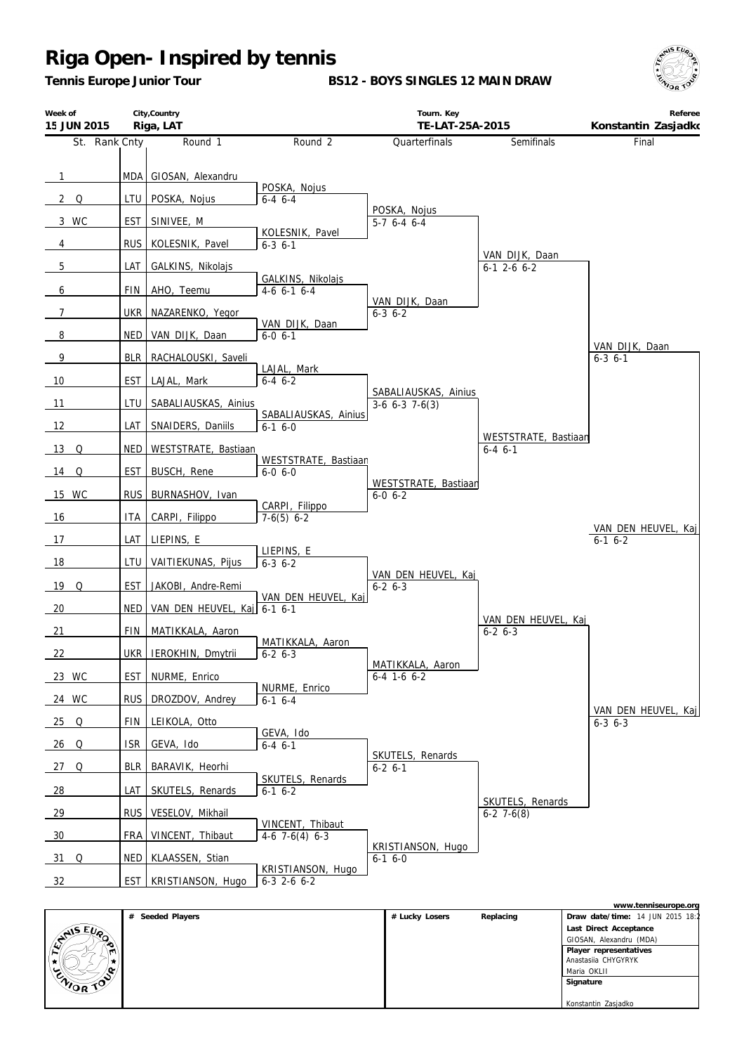# Riga Open- Inspired by tennis

**Tennis Europe Junior Tour** | **BS12 - BOYS SINGLES 12 MAIN DRAW**

| Week of | City,Country | Tourn. Key | Referee |
|---|---|---|---|
| 15 JUN 2015 | Riga, LAT | TE-LAT-25A-2015 | Konstantin Zasjadko |

| St. | Rank | Cnty | Round 1 | Round 2 | Quarterfinals | Semifinals | Final |
|---|---|---|---|---|---|---|---|
| 1 | | MDA | GIOSAN, Alexandru | | | | |
| 2 | Q | LTU | POSKA, Nojus | POSKA, Nojus 6-4 6-4 | | | |
| 3 | WC | EST | SINIVEE, M | | POSKA, Nojus 5-7 6-4 6-4 | | |
| 4 | | RUS | KOLESNIK, Pavel | KOLESNIK, Pavel 6-3 6-1 | | | |
| 5 | | LAT | GALKINS, Nikolajs | | | VAN DIJK, Daan 6-1 2-6 6-2 | |
| 6 | | FIN | AHO, Teemu | GALKINS, Nikolajs 4-6 6-1 6-4 | | | |
| 7 | | UKR | NAZARENKO, Yegor | | VAN DIJK, Daan 6-3 6-2 | | |
| 8 | | NED | VAN DIJK, Daan | VAN DIJK, Daan 6-0 6-1 | | | |
| 9 | | BLR | RACHALOUSKI, Saveli | | | | VAN DIJK, Daan 6-3 6-1 |
| 10 | | EST | LAJAL, Mark | LAJAL, Mark 6-4 6-2 | | | |
| 11 | | LTU | SABALIAUSKAS, Ainius | | SABALIAUSKAS, Ainius 3-6 6-3 7-6(3) | | |
| 12 | | LAT | SNAIDERS, Daniils | SABALIAUSKAS, Ainius 6-1 6-0 | | | |
| 13 | Q | NED | WESTSTRATE, Bastiaan | | | WESTSTRATE, Bastiaan 6-4 6-1 | |
| 14 | Q | EST | BUSCH, Rene | WESTSTRATE, Bastiaan 6-0 6-0 | | | |
| 15 | WC | RUS | BURNASHOV, Ivan | | WESTSTRATE, Bastiaan 6-0 6-2 | | |
| 16 | | ITA | CARPI, Filippo | CARPI, Filippo 7-6(5) 6-2 | | | |
| 17 | | LAT | LIEPINS, E | | | | VAN DEN HEUVEL, Kaj 6-1 6-2 |
| 18 | | LTU | VAITIEKUNAS, Pijus | LIEPINS, E 6-3 6-2 | | | |
| 19 | Q | EST | JAKOBI, Andre-Remi | | VAN DEN HEUVEL, Kaj 6-2 6-3 | | |
| 20 | | NED | VAN DEN HEUVEL, Kaj | VAN DEN HEUVEL, Kaj 6-1 6-1 | | | |
| 21 | | FIN | MATIKKALA, Aaron | | | VAN DEN HEUVEL, Kaj 6-2 6-3 | |
| 22 | | UKR | IEROKHIN, Dmytrii | MATIKKALA, Aaron 6-2 6-3 | | | |
| 23 | WC | EST | NURME, Enrico | | MATIKKALA, Aaron 6-4 1-6 6-2 | | |
| 24 | WC | RUS | DROZDOV, Andrey | NURME, Enrico 6-1 6-4 | | | |
| 25 | Q | FIN | LEIKOLA, Otto | | | | VAN DEN HEUVEL, Kaj 6-3 6-3 |
| 26 | Q | ISR | GEVA, Ido | GEVA, Ido 6-4 6-1 | | | |
| 27 | Q | BLR | BARAVIK, Heorhi | | SKUTELS, Renards 6-2 6-1 | | |
| 28 | | LAT | SKUTELS, Renards | SKUTELS, Renards 6-1 6-2 | | | |
| 29 | | RUS | VESELOV, Mikhail | | | SKUTELS, Renards 6-2 7-6(8) | |
| 30 | | FRA | VINCENT, Thibaut | VINCENT, Thibaut 4-6 7-6(4) 6-3 | | | |
| 31 | Q | NED | KLAASSEN, Stian | | KRISTIANSON, Hugo 6-1 6-0 | | |
| 32 | | EST | KRISTIANSON, Hugo | KRISTIANSON, Hugo 6-3 2-6 6-2 | | | |

www.tenniseurope.org

| # Seeded Players | # Lucky Losers | Replacing | |
|---|---|---|---|
| | | | **Draw date/time:** 14 JUN 2015 18:2 |
| | | | **Last Direct Acceptance** GIOSAN, Alexandru (MDA) |
| | | | **Player representatives** Anastasiia CHYGYRYK, Maria OKLII |
| | | | **Signature** Konstantin Zasjadko |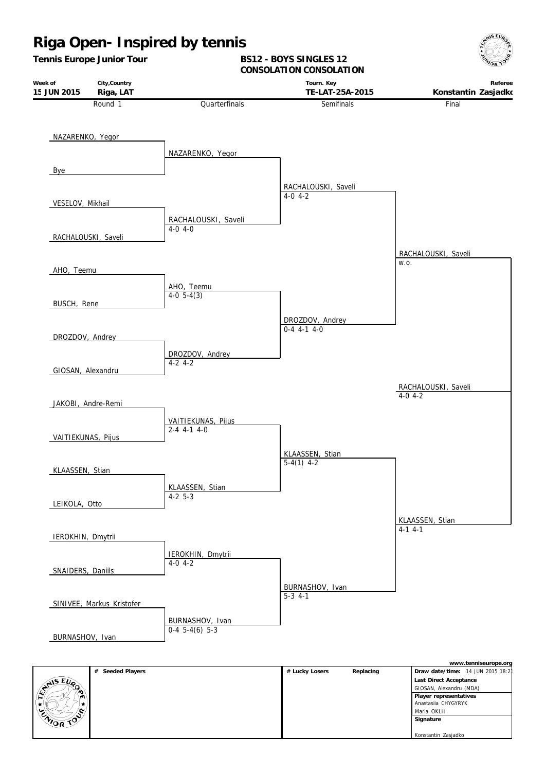# Riga Open- Inspired by tennis

**Tennis Europe Junior Tour**

**BS12 - BOYS SINGLES 12**
**CONSOLATION CONSOLATION**

| Week of | City,Country | Tourn. Key | Referee |
|---|---|---|---|
| **15 JUN 2015** | **Riga, LAT** | **TE-LAT-25A-2015** | **Konstantin Zasjadko** |

| Round 1 | Quarterfinals | Semifinals | Final | Winner |
|---|---|---|---|---|
| NAZARENKO, Yegor | NAZARENKO, Yegor | RACHALOUSKI, Saveli 4-0 4-2 | RACHALOUSKI, Saveli w.o. | RACHALOUSKI, Saveli 4-0 4-2 |
| Bye | | | | |
| VESELOV, Mikhail | RACHALOUSKI, Saveli 4-0 4-0 | | | |
| RACHALOUSKI, Saveli | | | | |
| AHO, Teemu | AHO, Teemu 4-0 5-4(3) | DROZDOV, Andrey 0-4 4-1 4-0 | | |
| BUSCH, Rene | | | | |
| DROZDOV, Andrey | DROZDOV, Andrey 4-2 4-2 | | | |
| GIOSAN, Alexandru | | | | |
| JAKOBI, Andre-Remi | VAITIEKUNAS, Pijus 2-4 4-1 4-0 | KLAASSEN, Stian 5-4(1) 4-2 | KLAASSEN, Stian 4-1 4-1 | |
| VAITIEKUNAS, Pijus | | | | |
| KLAASSEN, Stian | KLAASSEN, Stian 4-2 5-3 | | | |
| LEIKOLA, Otto | | | | |
| IEROKHIN, Dmytrii | IEROKHIN, Dmytrii 4-0 4-2 | BURNASHOV, Ivan 5-3 4-1 | | |
| SNAIDERS, Daniils | | | | |
| SINIVEE, Markus Kristofer | BURNASHOV, Ivan 0-4 5-4(6) 5-3 | | | |
| BURNASHOV, Ivan | | | | |

www.tenniseurope.org

| # Seeded Players | # Lucky Losers | Replacing | Draw date/time: 14 JUN 2015 18:21 |
|---|---|---|---|
| | | | **Last Direct Acceptance** GIOSAN, Alexandru (MDA) |
| | | | **Player representatives** Anastasiia CHYGYRYK, Maria OKLII |
| | | | **Signature** Konstantin Zasjadko |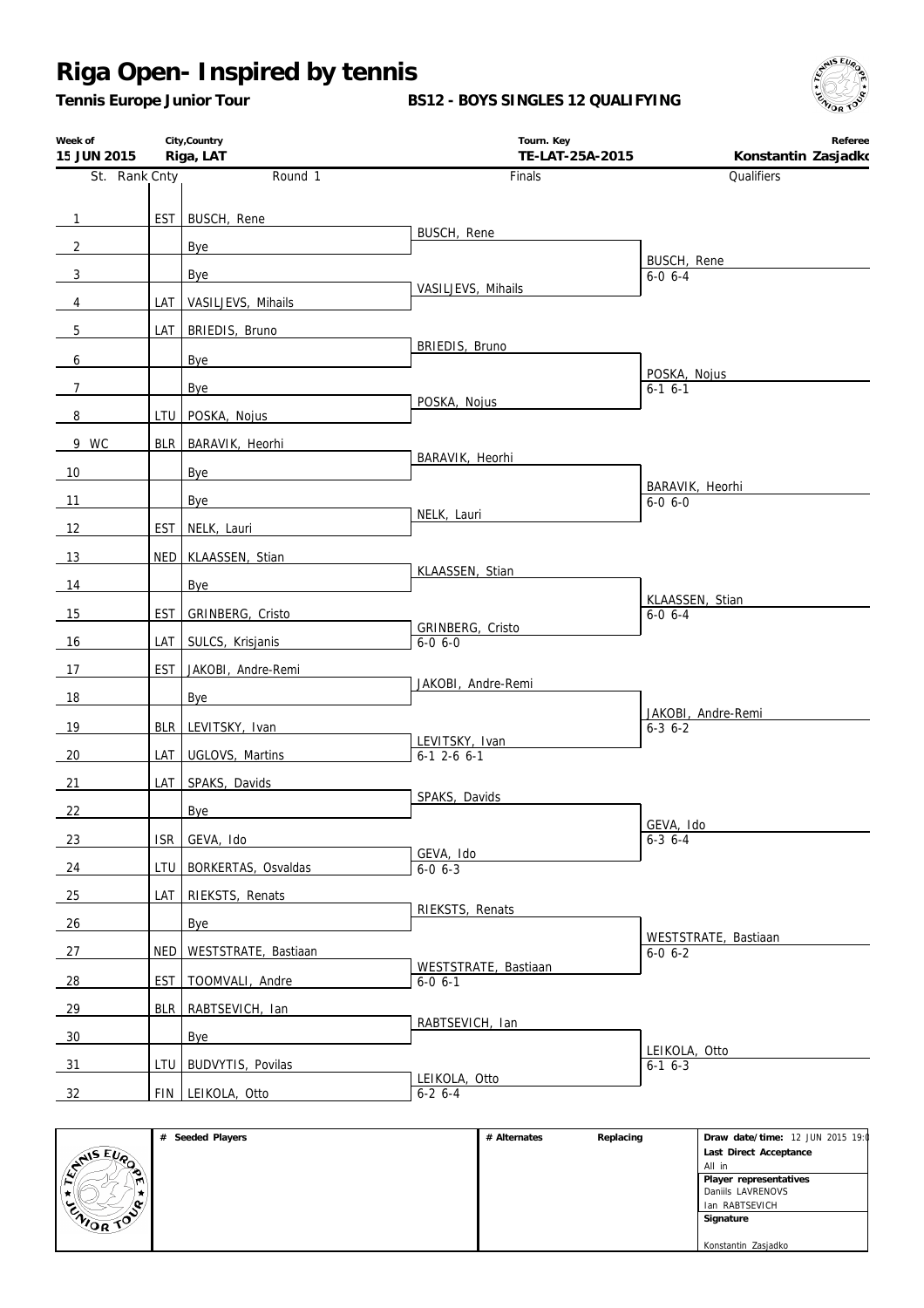# Riga Open- Inspired by tennis

**Tennis Europe Junior Tour** — **BS12 - BOYS SINGLES 12 QUALIFYING**

| Week of | City,Country | Tourn. Key | Referee |
|---|---|---|---|
| 15 JUN 2015 | Riga, LAT | TE-LAT-25A-2015 | Konstantin Zasjadko |

| St. | Rank | Cnty | Round 1 | Finals | Qualifiers |
|---|---|---|---|---|---|
| 1 | | EST | BUSCH, Rene | BUSCH, Rene | |
| 2 | | | Bye | | BUSCH, Rene 6-0 6-4 |
| 3 | | | Bye | VASILJEVS, Mihails | |
| 4 | | LAT | VASILJEVS, Mihails | | |
| 5 | | LAT | BRIEDIS, Bruno | BRIEDIS, Bruno | |
| 6 | | | Bye | | POSKA, Nojus 6-1 6-1 |
| 7 | | | Bye | POSKA, Nojus | |
| 8 | | LTU | POSKA, Nojus | | |
| 9 WC | | BLR | BARAVIK, Heorhi | BARAVIK, Heorhi | |
| 10 | | | Bye | | BARAVIK, Heorhi 6-0 6-0 |
| 11 | | | Bye | NELK, Lauri | |
| 12 | | EST | NELK, Lauri | | |
| 13 | | NED | KLAASSEN, Stian | KLAASSEN, Stian | |
| 14 | | | Bye | | KLAASSEN, Stian 6-0 6-4 |
| 15 | | EST | GRINBERG, Cristo | GRINBERG, Cristo 6-0 6-0 | |
| 16 | | LAT | SULCS, Krisjanis | | |
| 17 | | EST | JAKOBI, Andre-Remi | JAKOBI, Andre-Remi | |
| 18 | | | Bye | | JAKOBI, Andre-Remi 6-3 6-2 |
| 19 | | BLR | LEVITSKY, Ivan | LEVITSKY, Ivan 6-1 2-6 6-1 | |
| 20 | | LAT | UGLOVS, Martins | | |
| 21 | | LAT | SPAKS, Davids | SPAKS, Davids | |
| 22 | | | Bye | | GEVA, Ido 6-3 6-4 |
| 23 | | ISR | GEVA, Ido | GEVA, Ido 6-0 6-3 | |
| 24 | | LTU | BORKERTAS, Osvaldas | | |
| 25 | | LAT | RIEKSTS, Renats | RIEKSTS, Renats | |
| 26 | | | Bye | | WESTSTRATE, Bastiaan 6-0 6-2 |
| 27 | | NED | WESTSTRATE, Bastiaan | WESTSTRATE, Bastiaan 6-0 6-1 | |
| 28 | | EST | TOOMVALI, Andre | | |
| 29 | | BLR | RABTSEVICH, Ian | RABTSEVICH, Ian | |
| 30 | | | Bye | | LEIKOLA, Otto 6-1 6-3 |
| 31 | | LTU | BUDVYTIS, Povilas | LEIKOLA, Otto 6-2 6-4 | |
| 32 | | FIN | LEIKOLA, Otto | | |

| # Seeded Players | # Alternates | Replacing | |
|---|---|---|---|
| | | | **Draw date/time:** 12 JUN 2015 19:0 |
| | | | **Last Direct Acceptance** All in |
| | | | **Player representatives** Daniils LAVRENOVS, Ian RABTSEVICH |
| | | | **Signature** Konstantin Zasjadko |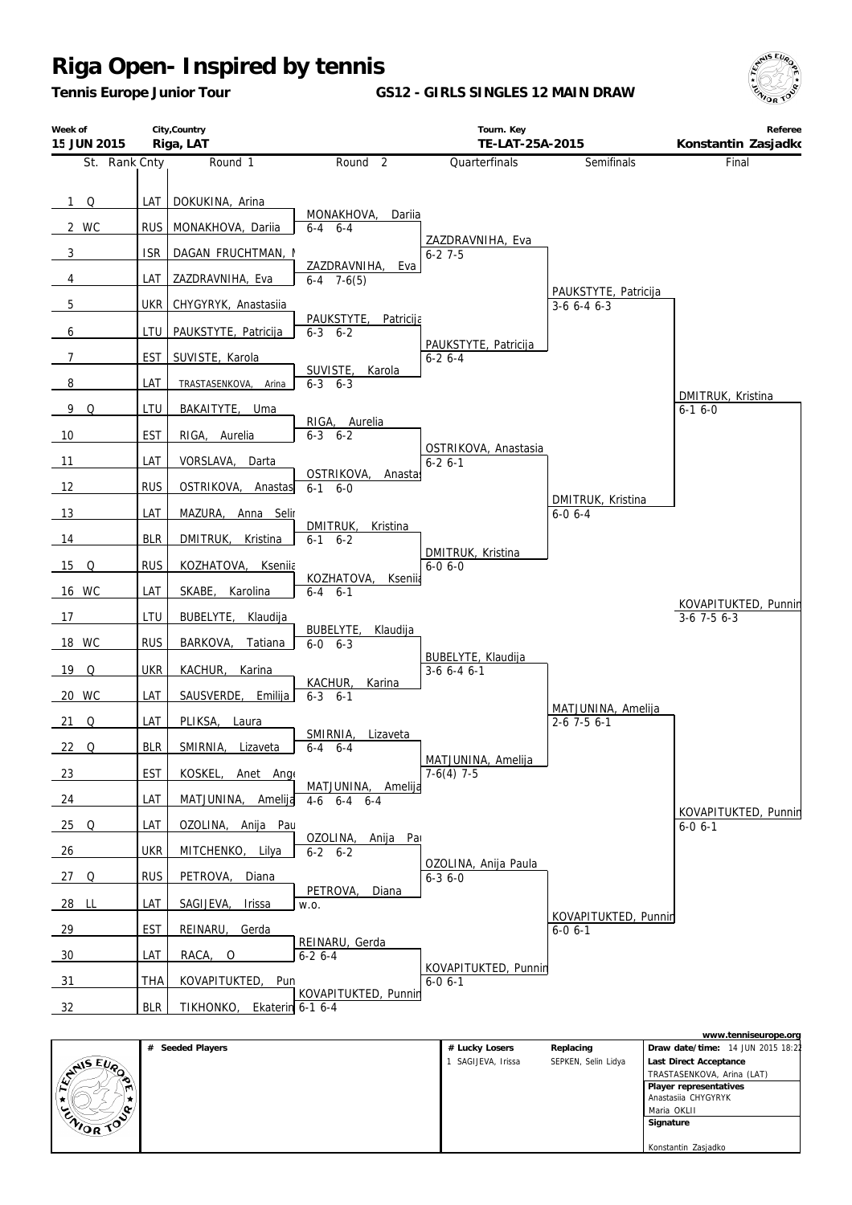# Riga Open- Inspired by tennis

**Tennis Europe Junior Tour**

**GS12 - GIRLS SINGLES 12 MAIN DRAW**

| Week of | City,Country | Tourn. Key | Referee |
|---|---|---|---|
| 15 JUN 2015 | Riga, LAT | TE-LAT-25A-2015 | Konstantin Zasjadko |

| St. | Rank | Cnty | Round 1 | Round 2 | Quarterfinals | Semifinals | Final |
|---|---|---|---|---|---|---|---|
| 1 | Q | LAT | DOKUKINA, Arina | | | | |
| 2 | WC | RUS | MONAKHOVA, Dariia | MONAKHOVA, Dariia 6-4 6-4 | | | |
| 3 | | ISR | DAGAN FRUCHTMAN, M | | ZAZDRAVNIHA, Eva 6-2 7-5 | | |
| 4 | | LAT | ZAZDRAVNIHA, Eva | ZAZDRAVNIHA, Eva 6-4 7-6(5) | | | |
| 5 | | UKR | CHYGYRYK, Anastasiia | | | PAUKSTYTE, Patricija 3-6 6-4 6-3 | |
| 6 | | LTU | PAUKSTYTE, Patricija | PAUKSTYTE, Patricija 6-3 6-2 | | | |
| 7 | | EST | SUVISTE, Karola | | PAUKSTYTE, Patricija 6-2 6-4 | | |
| 8 | | LAT | TRASTASENKOVA, Arina | SUVISTE, Karola 6-3 6-3 | | | |
| 9 | Q | LTU | BAKAITYTE, Uma | | | | DMITRUK, Kristina 6-1 6-0 |
| 10 | | EST | RIGA, Aurelia | RIGA, Aurelia 6-3 6-2 | | | |
| 11 | | LAT | VORSLAVA, Darta | | OSTRIKOVA, Anastasia 6-2 6-1 | | |
| 12 | | RUS | OSTRIKOVA, Anastas | OSTRIKOVA, Anastas 6-1 6-0 | | | |
| 13 | | LAT | MAZURA, Anna Selir | | | DMITRUK, Kristina 6-0 6-4 | |
| 14 | | BLR | DMITRUK, Kristina | DMITRUK, Kristina 6-1 6-2 | | | |
| 15 | Q | RUS | KOZHATOVA, Kseniia | | DMITRUK, Kristina 6-0 6-0 | | |
| 16 | WC | LAT | SKABE, Karolina | KOZHATOVA, Kseniia 6-4 6-1 | | | |
| 17 | | LTU | BUBELYTE, Klaudija | | | | KOVAPITUKTED, Punnin 3-6 7-5 6-3 |
| 18 | WC | RUS | BARKOVA, Tatiana | BUBELYTE, Klaudija 6-0 6-3 | | | |
| 19 | Q | UKR | KACHUR, Karina | | BUBELYTE, Klaudija 3-6 6-4 6-1 | | |
| 20 | WC | LAT | SAUSVERDE, Emilija | KACHUR, Karina 6-3 6-1 | | | |
| 21 | Q | LAT | PLIKSA, Laura | | | MATJUNINA, Amelija 2-6 7-5 6-1 | |
| 22 | Q | BLR | SMIRNIA, Lizaveta | SMIRNIA, Lizaveta 6-4 6-4 | | | |
| 23 | | EST | KOSKEL, Anet Ange | | MATJUNINA, Amelija 7-6(4) 7-5 | | |
| 24 | | LAT | MATJUNINA, Amelija | MATJUNINA, Amelija 4-6 6-4 6-4 | | | |
| 25 | Q | LAT | OZOLINA, Anija Pau | | | | KOVAPITUKTED, Punnin 6-0 6-1 |
| 26 | | UKR | MITCHENKO, Lilya | OZOLINA, Anija Pau 6-2 6-2 | | | |
| 27 | Q | RUS | PETROVA, Diana | | OZOLINA, Anija Paula 6-3 6-0 | | |
| 28 | LL | LAT | SAGIJEVA, Irissa | PETROVA, Diana w.o. | | | |
| 29 | | EST | REINARU, Gerda | | | KOVAPITUKTED, Punnin 6-0 6-1 | |
| 30 | | LAT | RACA, O | REINARU, Gerda 6-2 6-4 | | | |
| 31 | | THA | KOVAPITUKTED, Pun | | KOVAPITUKTED, Punnin 6-0 6-1 | | |
| 32 | | BLR | TIKHONKO, Ekaterin | KOVAPITUKTED, Punnin 6-1 6-4 | | | |

| # Seeded Players | # Lucky Losers | Replacing | |
|---|---|---|---|
| | 1 SAGIJEVA, Irissa | SEPKEN, Selin Lidya | **Draw date/time:** 14 JUN 2015 18:22 |
| | | | **Last Direct Acceptance** TRASTASENKOVA, Arina (LAT) |
| | | | **Player representatives** Anastasiia CHYGYRYK, Maria OKLII |
| | | | **Signature** Konstantin Zasjadko |

www.tenniseurope.org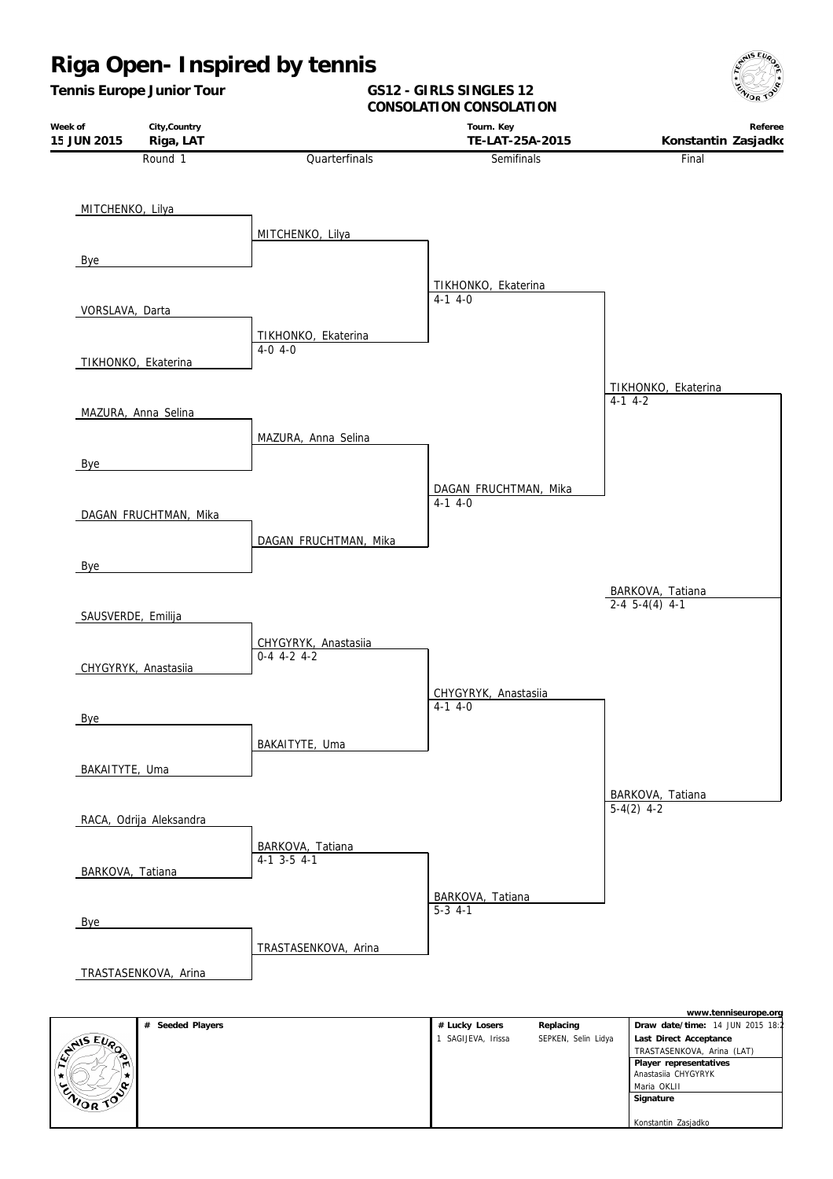# Riga Open- Inspired by tennis

**Tennis Europe Junior Tour**

**GS12 - GIRLS SINGLES 12**
**CONSOLATION CONSOLATION**

| Week of | City,Country | Tourn. Key | Referee |
|---|---|---|---|
| 15 JUN 2015 | Riga, LAT | TE-LAT-25A-2015 | Konstantin Zasjadko |

| Round 1 | Quarterfinals | Semifinals | Final |
|---|---|---|---|
| MITCHENKO, Lilya | | | |
| | MITCHENKO, Lilya | | |
| Bye | | | |
| | | TIKHONKO, Ekaterina 4-1 4-0 | |
| VORSLAVA, Darta | | | |
| | TIKHONKO, Ekaterina 4-0 4-0 | | |
| TIKHONKO, Ekaterina | | | |
| | | | TIKHONKO, Ekaterina 4-1 4-2 |
| MAZURA, Anna Selina | | | |
| | MAZURA, Anna Selina | | |
| Bye | | | |
| | | DAGAN FRUCHTMAN, Mika 4-1 4-0 | |
| DAGAN FRUCHTMAN, Mika | | | |
| | DAGAN FRUCHTMAN, Mika | | |
| Bye | | | |
| | | | BARKOVA, Tatiana 2-4 5-4(4) 4-1 |
| SAUSVERDE, Emilija | | | |
| | CHYGYRYK, Anastasiia 0-4 4-2 4-2 | | |
| CHYGYRYK, Anastasiia | | | |
| | | CHYGYRYK, Anastasiia 4-1 4-0 | |
| Bye | | | |
| | BAKAITYTE, Uma | | |
| BAKAITYTE, Uma | | | |
| | | | BARKOVA, Tatiana 5-4(2) 4-2 |
| RACA, Odrija Aleksandra | | | |
| | BARKOVA, Tatiana 4-1 3-5 4-1 | | |
| BARKOVA, Tatiana | | | |
| | | BARKOVA, Tatiana 5-3 4-1 | |
| Bye | | | |
| | TRASTASENKOVA, Arina | | |
| TRASTASENKOVA, Arina | | | |

www.tenniseurope.org

| # Seeded Players | # Lucky Losers | Replacing | |
|---|---|---|---|
| | 1 SAGIJEVA, Irissa | SEPKEN, Selin Lidya | **Draw date/time:** 14 JUN 2015 18:2 |
| | | | **Last Direct Acceptance** TRASTASENKOVA, Arina (LAT) |
| | | | **Player representatives** Anastasiia CHYGYRYK, Maria OKLII |
| | | | **Signature** Konstantin Zasjadko |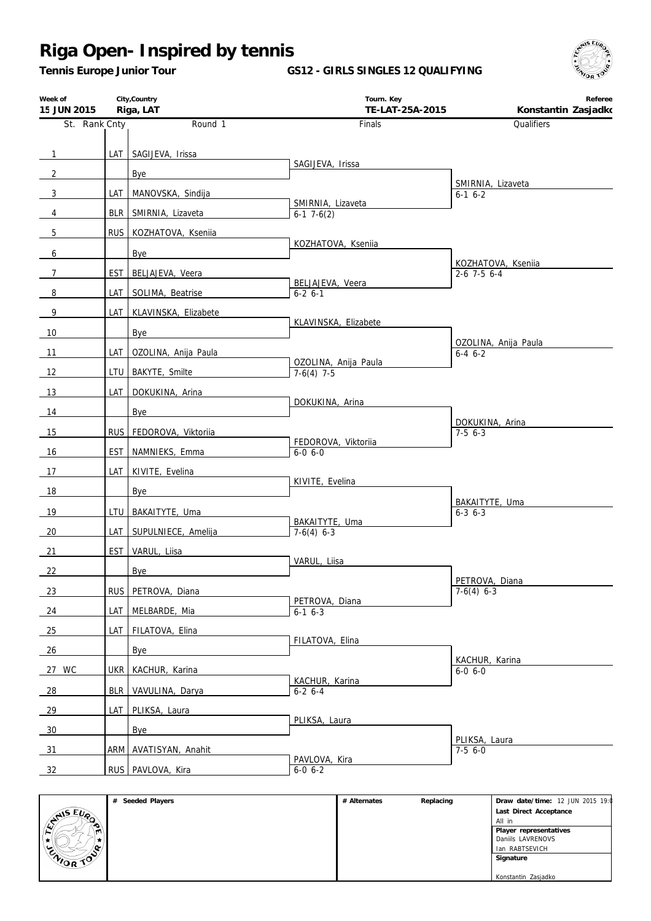# Riga Open- Inspired by tennis

**Tennis Europe Junior Tour**

**GS12 - GIRLS SINGLES 12 QUALIFYING**

| Week of | City,Country | Tourn. Key | Referee |
|---|---|---|---|
| 15 JUN 2015 | Riga, LAT | TE-LAT-25A-2015 | Konstantin Zasjadko |

| St. | Rank | Cnty | Round 1 | Finals | Qualifiers |
|---|---|---|---|---|---|
| 1 | | LAT | SAGIJEVA, Irissa | SAGIJEVA, Irissa | |
| 2 | | | Bye | | SMIRNIA, Lizaveta 6-1 6-2 |
| 3 | | LAT | MANOVSKA, Sindija | SMIRNIA, Lizaveta 6-1 7-6(2) | |
| 4 | | BLR | SMIRNIA, Lizaveta | | |
| 5 | | RUS | KOZHATOVA, Ksenia | KOZHATOVA, Ksenia | |
| 6 | | | Bye | | KOZHATOVA, Ksenia 2-6 7-5 6-4 |
| 7 | | EST | BELJAJEVA, Veera | BELJAJEVA, Veera 6-2 6-1 | |
| 8 | | LAT | SOLIMA, Beatrise | | |
| 9 | | LAT | KLAVINSKA, Elizabete | KLAVINSKA, Elizabete | |
| 10 | | | Bye | | OZOLINA, Anija Paula 6-4 6-2 |
| 11 | | LAT | OZOLINA, Anija Paula | OZOLINA, Anija Paula 7-6(4) 7-5 | |
| 12 | | LTU | BAKYTE, Smilte | | |
| 13 | | LAT | DOKUKINA, Arina | DOKUKINA, Arina | |
| 14 | | | Bye | | DOKUKINA, Arina 7-5 6-3 |
| 15 | | RUS | FEDOROVA, Viktoriia | FEDOROVA, Viktoriia 6-0 6-0 | |
| 16 | | EST | NAMNIEKS, Emma | | |
| 17 | | LAT | KIVITE, Evelina | KIVITE, Evelina | |
| 18 | | | Bye | | BAKAITYTE, Uma 6-3 6-3 |
| 19 | | LTU | BAKAITYTE, Uma | BAKAITYTE, Uma 7-6(4) 6-3 | |
| 20 | | LAT | SUPULNIECE, Amelija | | |
| 21 | | EST | VARUL, Liisa | VARUL, Liisa | |
| 22 | | | Bye | | PETROVA, Diana 7-6(4) 6-3 |
| 23 | | RUS | PETROVA, Diana | PETROVA, Diana 6-1 6-3 | |
| 24 | | LAT | MELBARDE, Mia | | |
| 25 | | LAT | FILATOVA, Elina | FILATOVA, Elina | |
| 26 | | | Bye | | KACHUR, Karina 6-0 6-0 |
| 27 WC | | UKR | KACHUR, Karina | KACHUR, Karina 6-2 6-4 | |
| 28 | | BLR | VAVULINA, Darya | | |
| 29 | | LAT | PLIKSA, Laura | PLIKSA, Laura | |
| 30 | | | Bye | | PLIKSA, Laura 7-5 6-0 |
| 31 | | ARM | AVATISYAN, Anahit | PAVLOVA, Kira 6-0 6-2 | |
| 32 | | RUS | PAVLOVA, Kira | | |

| # Seeded Players | # Alternates | Replacing | Draw date/time: 12 JUN 2015 19:0 |
|---|---|---|---|
| | | | Last Direct Acceptance: All in |
| | | | Player representatives: Daniils LAVRENOVS, Ian RABTSEVICH |
| | | | Signature: Konstantin Zasjadko |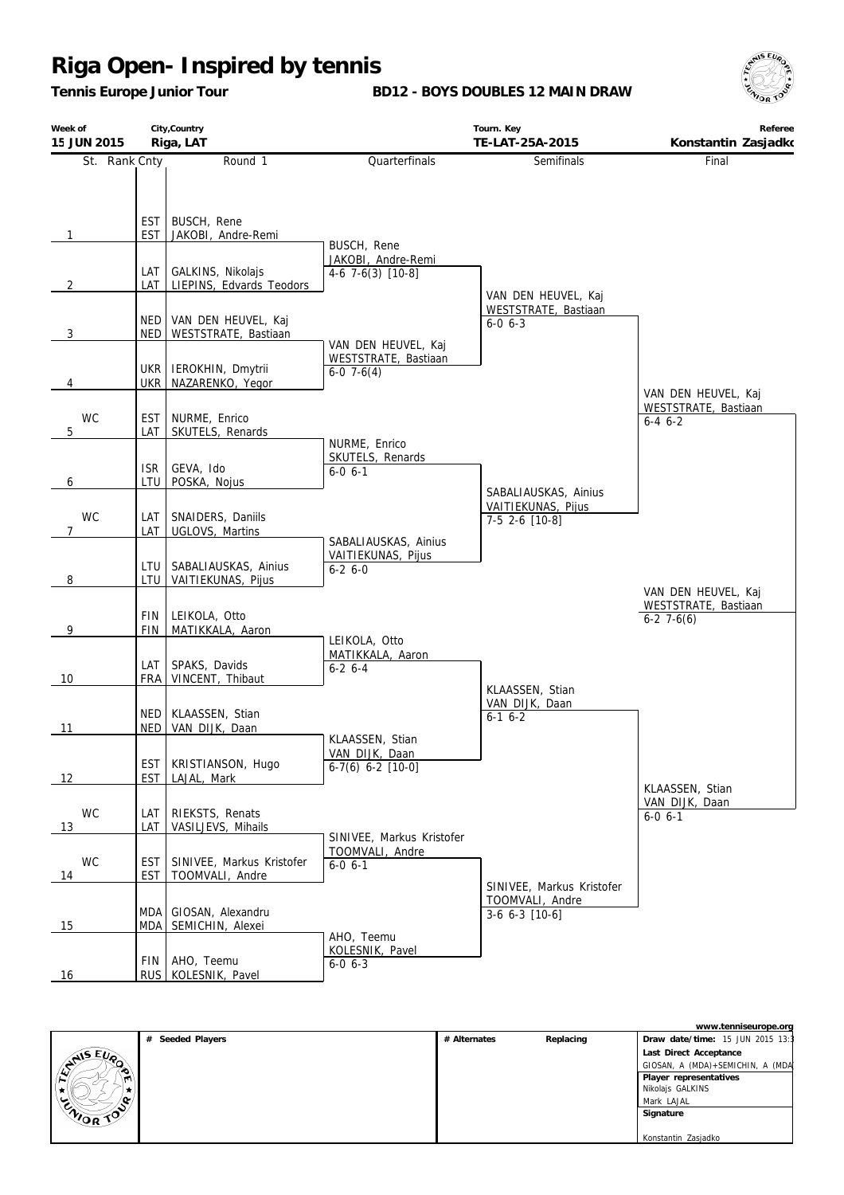# Riga Open- Inspired by tennis

**Tennis Europe Junior Tour**

**BD12 - BOYS DOUBLES 12 MAIN DRAW**

| Week of | City,Country | Tourn. Key | Referee |
|---|---|---|---|
| 15 JUN 2015 | Riga, LAT | TE-LAT-25A-2015 | Konstantin Zasjadko |

| St. | Rank | Cnty | Round 1 | Quarterfinals | Semifinals | Final |
|---|---|---|---|---|---|---|
| 1 | | EST / EST | BUSCH, Rene / JAKOBI, Andre-Remi | BUSCH, Rene / JAKOBI, Andre-Remi 4-6 7-6(3) [10-8] | VAN DEN HEUVEL, Kaj / WESTSTRATE, Bastiaan 6-0 6-3 | VAN DEN HEUVEL, Kaj / WESTSTRATE, Bastiaan 6-4 6-2 |
| 2 | | LAT / LAT | GALKINS, Nikolajs / LIEPINS, Edvards Teodors | | | |
| 3 | | NED / NED | VAN DEN HEUVEL, Kaj / WESTSTRATE, Bastiaan | VAN DEN HEUVEL, Kaj / WESTSTRATE, Bastiaan 6-0 7-6(4) | | |
| 4 | | UKR / UKR | IEROKHIN, Dmytrii / NAZARENKO, Yegor | | | |
| 5 | WC | EST / LAT | NURME, Enrico / SKUTELS, Renards | NURME, Enrico / SKUTELS, Renards 6-0 6-1 | SABALIAUSKAS, Ainius / VAITIEKUNAS, Pijus 7-5 2-6 [10-8] | |
| 6 | | ISR / LTU | GEVA, Ido / POSKA, Nojus | | | |
| 7 | WC | LAT / LAT | SNAIDERS, Daniils / UGLOVS, Martins | SABALIAUSKAS, Ainius / VAITIEKUNAS, Pijus 6-2 6-0 | | |
| 8 | | LTU / LTU | SABALIAUSKAS, Ainius / VAITIEKUNAS, Pijus | | | |
| 9 | | FIN / FIN | LEIKOLA, Otto / MATIKKALA, Aaron | LEIKOLA, Otto / MATIKKALA, Aaron 6-2 6-4 | KLAASSEN, Stian / VAN DIJK, Daan 6-1 6-2 | KLAASSEN, Stian / VAN DIJK, Daan 6-0 6-1 |
| 10 | | LAT / FRA | SPAKS, Davids / VINCENT, Thibaut | | | |
| 11 | | NED / NED | KLAASSEN, Stian / VAN DIJK, Daan | KLAASSEN, Stian / VAN DIJK, Daan 6-7(6) 6-2 [10-0] | | |
| 12 | | EST / EST | KRISTIANSON, Hugo / LAJAL, Mark | | | |
| 13 | WC | LAT / LAT | RIEKSTS, Renats / VASILJEVS, Mihails | SINIVEE, Markus Kristofer / TOOMVALI, Andre 6-0 6-1 | SINIVEE, Markus Kristofer / TOOMVALI, Andre 3-6 6-3 [10-6] | |
| 14 | WC | EST / EST | SINIVEE, Markus Kristofer / TOOMVALI, Andre | | | |
| 15 | | MDA / MDA | GIOSAN, Alexandru / SEMICHIN, Alexei | AHO, Teemu / KOLESNIK, Pavel 6-0 6-3 | | |
| 16 | | FIN / RUS | AHO, Teemu / KOLESNIK, Pavel | | | |

**Winner:** VAN DEN HEUVEL, Kaj / WESTSTRATE, Bastiaan 6-2 7-6(6)

| # Seeded Players | # Alternates | Replacing | |
|---|---|---|---|
| | | | **Draw date/time:** 15 JUN 2015 13:3 |
| | | | **Last Direct Acceptance** GIOSAN, A (MDA)+SEMICHIN, A (MDA) |
| | | | **Player representatives** Nikolajs GALKINS, Mark LAJAL |
| | | | **Signature** Konstantin Zasjadko |

www.tenniseurope.org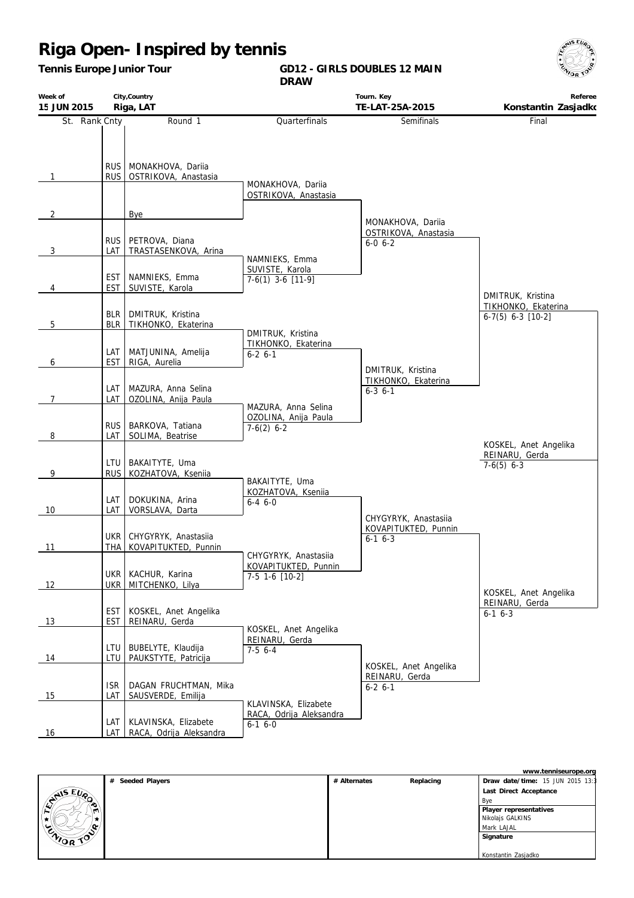# Riga Open- Inspired by tennis

**Tennis Europe Junior Tour**

**GD12 - GIRLS DOUBLES 12 MAIN DRAW**

| Week of | City,Country | Tourn. Key | Referee |
|---|---|---|---|
| 15 JUN 2015 | Riga, LAT | TE-LAT-25A-2015 | Konstantin Zasjadko |

| St. | Rank | Cnty | Round 1 | Quarterfinals | Semifinals | Final |
|---|---|---|---|---|---|---|
| 1 | | RUS / RUS | MONAKHOVA, Dariia / OSTRIKOVA, Anastasia | MONAKHOVA, Dariia / OSTRIKOVA, Anastasia | | |
| 2 | | | Bye | | MONAKHOVA, Dariia / OSTRIKOVA, Anastasia 6-0 6-2 | |
| 3 | | RUS / LAT | PETROVA, Diana / TRASTASENKOVA, Arina | NAMNIEKS, Emma / SUVISTE, Karola 7-6(1) 3-6 [11-9] | | |
| 4 | | EST / EST | NAMNIEKS, Emma / SUVISTE, Karola | | | DMITRUK, Kristina / TIKHONKO, Ekaterina 6-7(5) 6-3 [10-2] |
| 5 | | BLR / BLR | DMITRUK, Kristina / TIKHONKO, Ekaterina | DMITRUK, Kristina / TIKHONKO, Ekaterina 6-2 6-1 | | |
| 6 | | LAT / EST | MATJUNINA, Amelija / RIGA, Aurelia | | DMITRUK, Kristina / TIKHONKO, Ekaterina 6-3 6-1 | |
| 7 | | LAT / LAT | MAZURA, Anna Selina / OZOLINA, Anija Paula | MAZURA, Anna Selina / OZOLINA, Anija Paula 7-6(2) 6-2 | | |
| 8 | | RUS / LAT | BARKOVA, Tatiana / SOLIMA, Beatrise | | | KOSKEL, Anet Angelika / REINARU, Gerda 7-6(5) 6-3 |
| 9 | | LTU / RUS | BAKAITYTE, Uma / KOZHATOVA, Kseniia | BAKAITYTE, Uma / KOZHATOVA, Kseniia 6-4 6-0 | | |
| 10 | | LAT / LAT | DOKUKINA, Arina / VORSLAVA, Darta | | CHYGYRYK, Anastasiia / KOVAPITUKTED, Punnin 6-1 6-3 | |
| 11 | | UKR / THA | CHYGYRYK, Anastasiia / KOVAPITUKTED, Punnin | CHYGYRYK, Anastasiia / KOVAPITUKTED, Punnin 7-5 1-6 [10-2] | | |
| 12 | | UKR / UKR | KACHUR, Karina / MITCHENKO, Lilya | | | KOSKEL, Anet Angelika / REINARU, Gerda 6-1 6-3 |
| 13 | | EST / EST | KOSKEL, Anet Angelika / REINARU, Gerda | KOSKEL, Anet Angelika / REINARU, Gerda 7-5 6-4 | | |
| 14 | | LTU / LTU | BUBELYTE, Klaudija / PAUKSTYTE, Patricija | | KOSKEL, Anet Angelika / REINARU, Gerda 6-2 6-1 | |
| 15 | | ISR / LAT | DAGAN FRUCHTMAN, Mika / SAUSVERDE, Emilija | KLAVINSKA, Elizabete / RACA, Odrija Aleksandra 6-1 6-0 | | |
| 16 | | LAT / LAT | KLAVINSKA, Elizabete / RACA, Odrija Aleksandra | | | |

www.tenniseurope.org

| # Seeded Players | # Alternates | Replacing | |
|---|---|---|---|
| | | | Draw date/time: 15 JUN 2015 13:3 |
| | | | Last Direct Acceptance |
| | | | Bye |
| | | | Player representatives |
| | | | Nikolajs GALKINS |
| | | | Mark LAJAL |
| | | | Signature |
| | | | Konstantin Zasjadko |